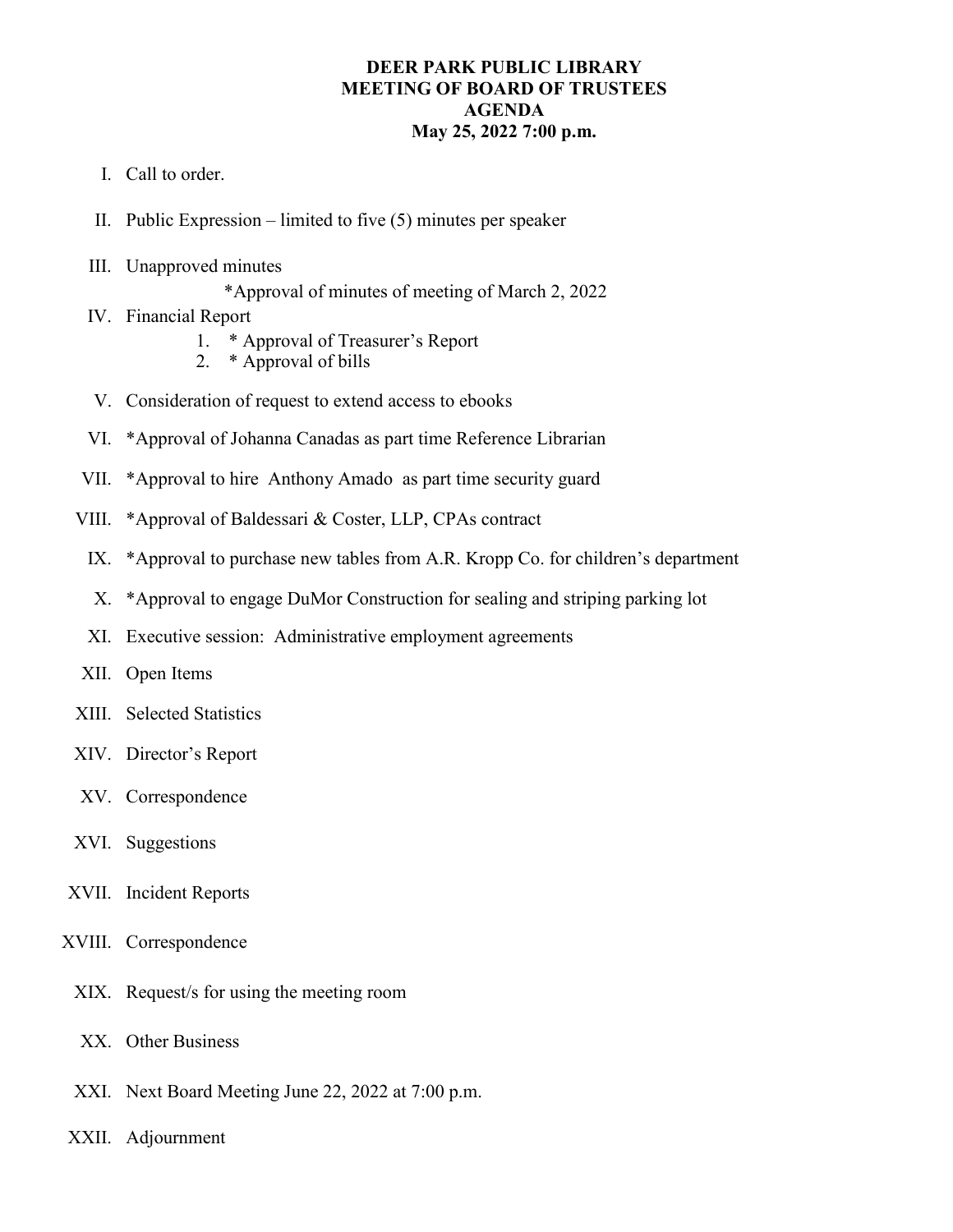# DEER PARK PUBLIC LIBRARY
# MEETING OF BOARD OF TRUSTEES
# AGENDA
# May 25, 2022 7:00 p.m.

I. Call to order.

II. Public Expression – limited to five (5) minutes per speaker

III. Unapproved minutes

*Approval of minutes of meeting of March 2, 2022

IV. Financial Report

1. * Approval of Treasurer's Report
2. * Approval of bills

V. Consideration of request to extend access to ebooks

VI. *Approval of Johanna Canadas as part time Reference Librarian

VII. *Approval to hire Anthony Amado as part time security guard

VIII. *Approval of Baldessari & Coster, LLP, CPAs contract

IX. *Approval to purchase new tables from A.R. Kropp Co. for children's department

X. *Approval to engage DuMor Construction for sealing and striping parking lot

XI. Executive session: Administrative employment agreements

XII. Open Items

XIII. Selected Statistics

XIV. Director's Report

XV. Correspondence

XVI. Suggestions

XVII. Incident Reports

XVIII. Correspondence

XIX. Request/s for using the meeting room

XX. Other Business

XXI. Next Board Meeting June 22, 2022 at 7:00 p.m.

XXII. Adjournment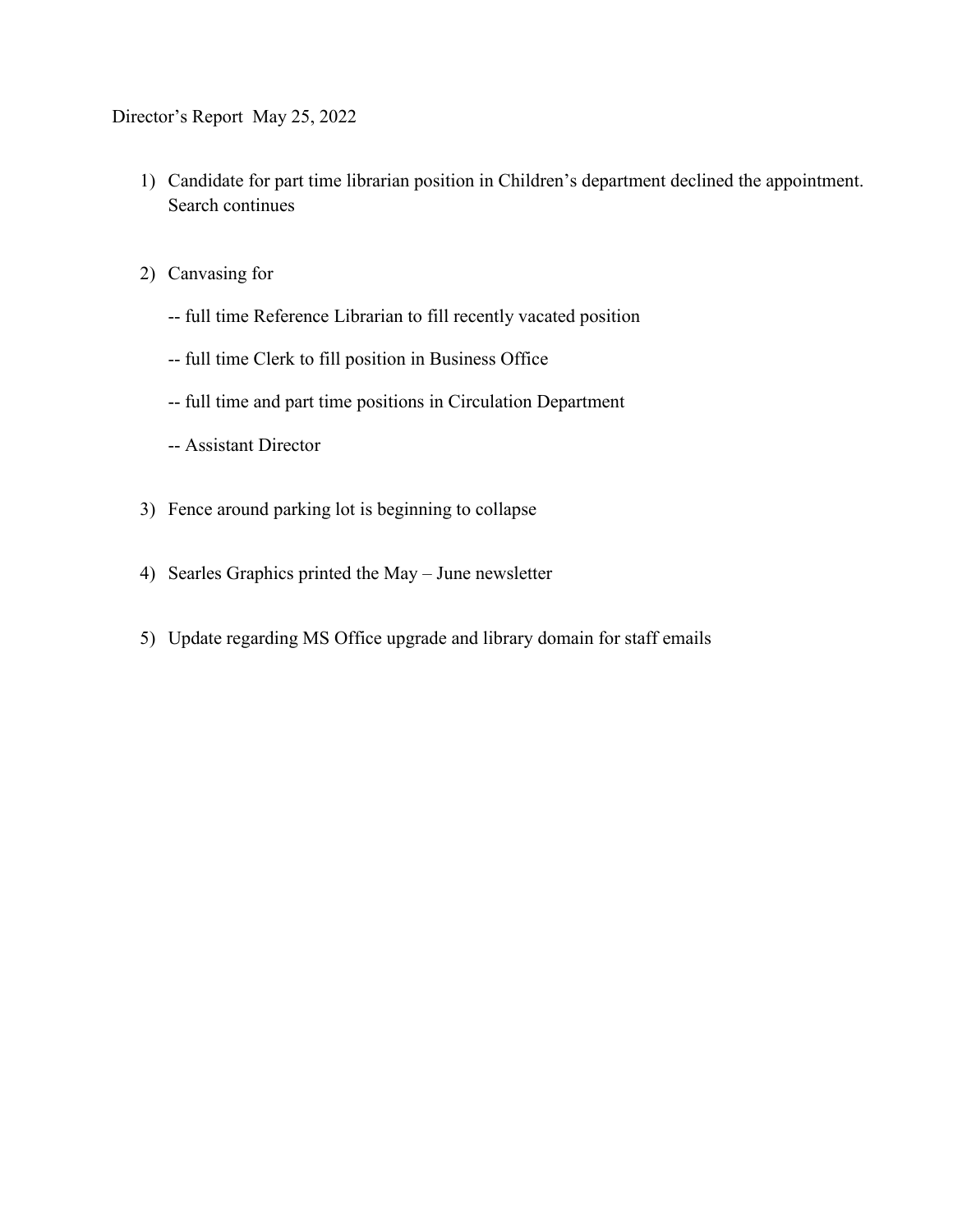Director's Report May 25, 2022

1) Candidate for part time librarian position in Children's department declined the appointment. Search continues

2) Canvasing for

   -- full time Reference Librarian to fill recently vacated position

   -- full time Clerk to fill position in Business Office

   -- full time and part time positions in Circulation Department

   -- Assistant Director

3) Fence around parking lot is beginning to collapse

4) Searles Graphics printed the May – June newsletter

5) Update regarding MS Office upgrade and library domain for staff emails